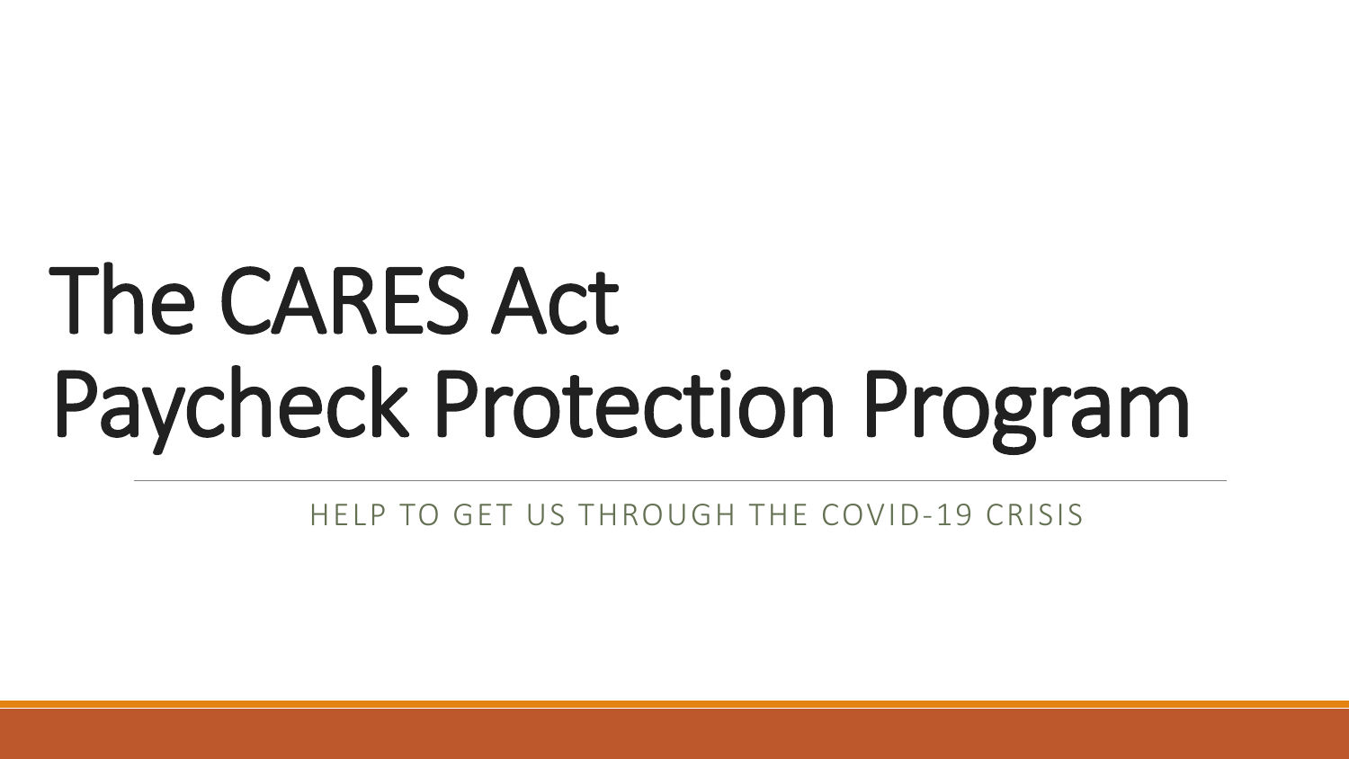# The CARES Act Paycheck Protection Program

HELP TO GET US THROUGH THE COVID-19 CRISIS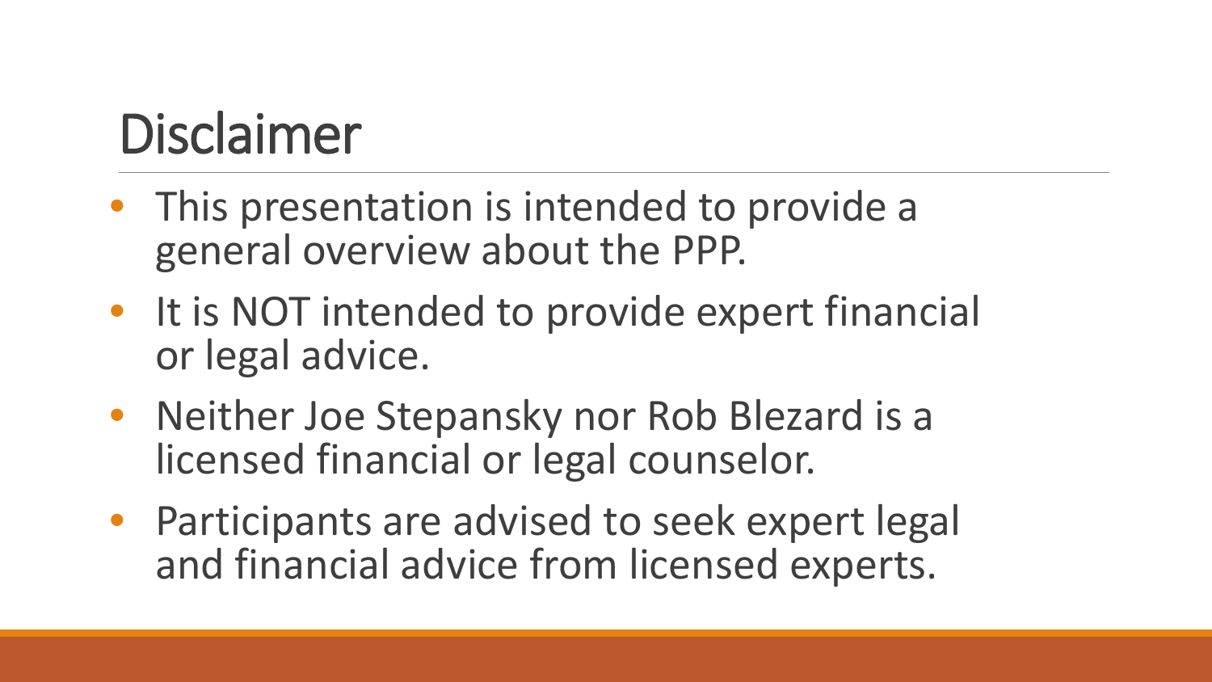# Disclaimer

- This presentation is intended to provide a general overview about the PPP.
- It is NOT intended to provide expert financial or legal advice.
- Neither Joe Stepansky nor Rob Blezard is a licensed financial or legal counselor.
- Participants are advised to seek expert legal and financial advice from licensed experts.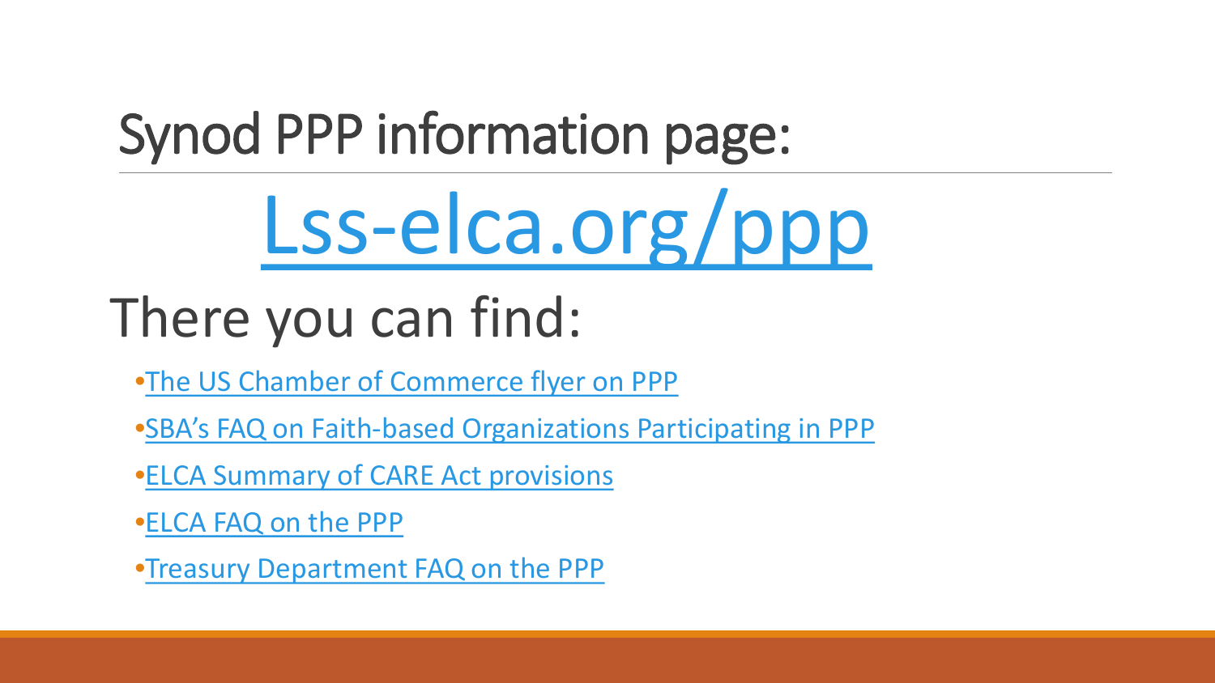# Synod PPP information page:

## Lss-elca.org/ppp

## There you can find:

- The US Chamber of Commerce flyer on PPP
- SBA's FAQ on Faith-based Organizations Participating in PPP
- ELCA Summary of CARE Act provisions
- ELCA FAQ on the PPP
- Treasury Department FAQ on the PPP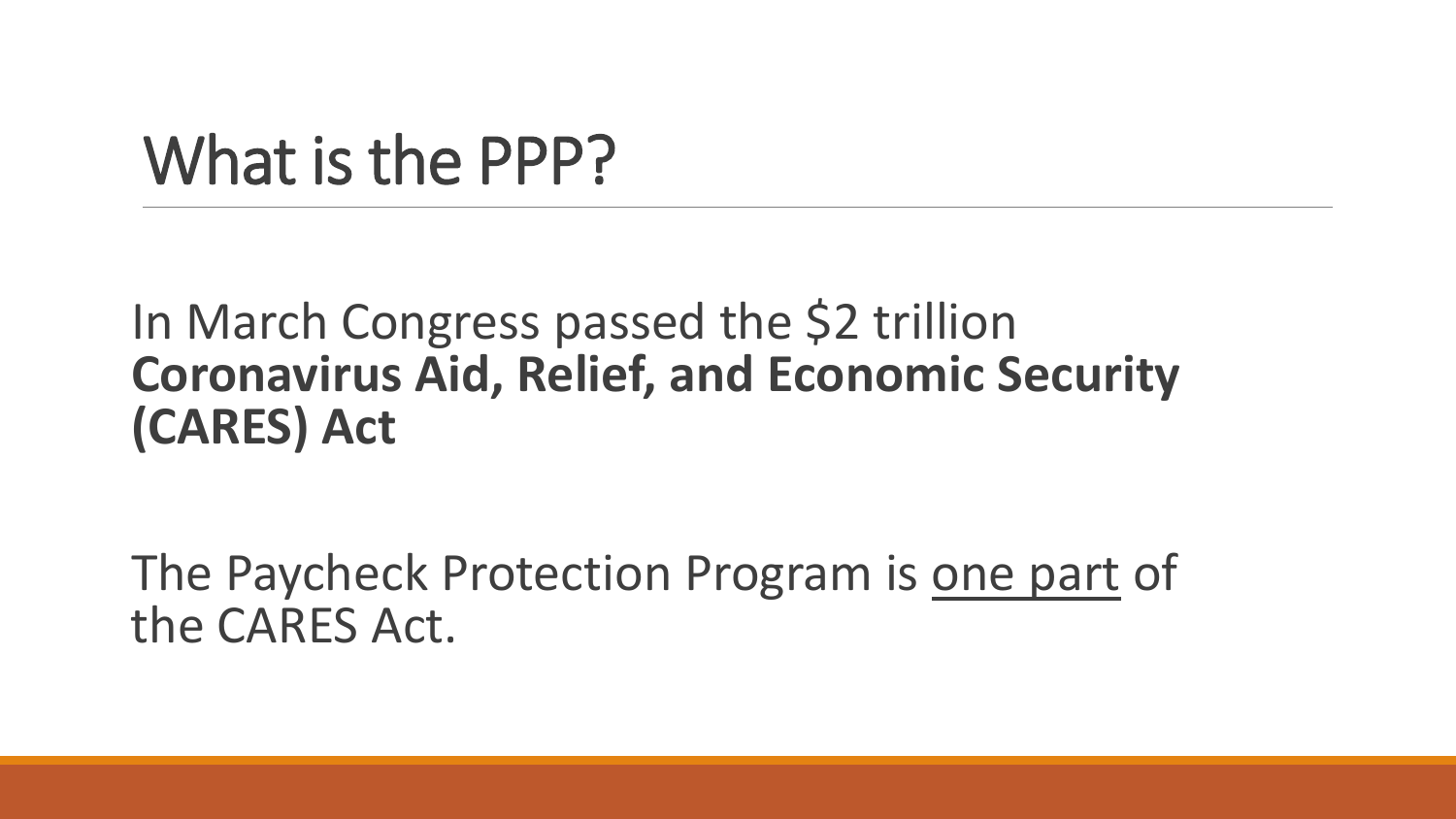# What is the PPP?

In March Congress passed the $2 trillion **Coronavirus Aid, Relief, and Economic Security (CARES) Act**

The Paycheck Protection Program is <u>one part</u> of the CARES Act.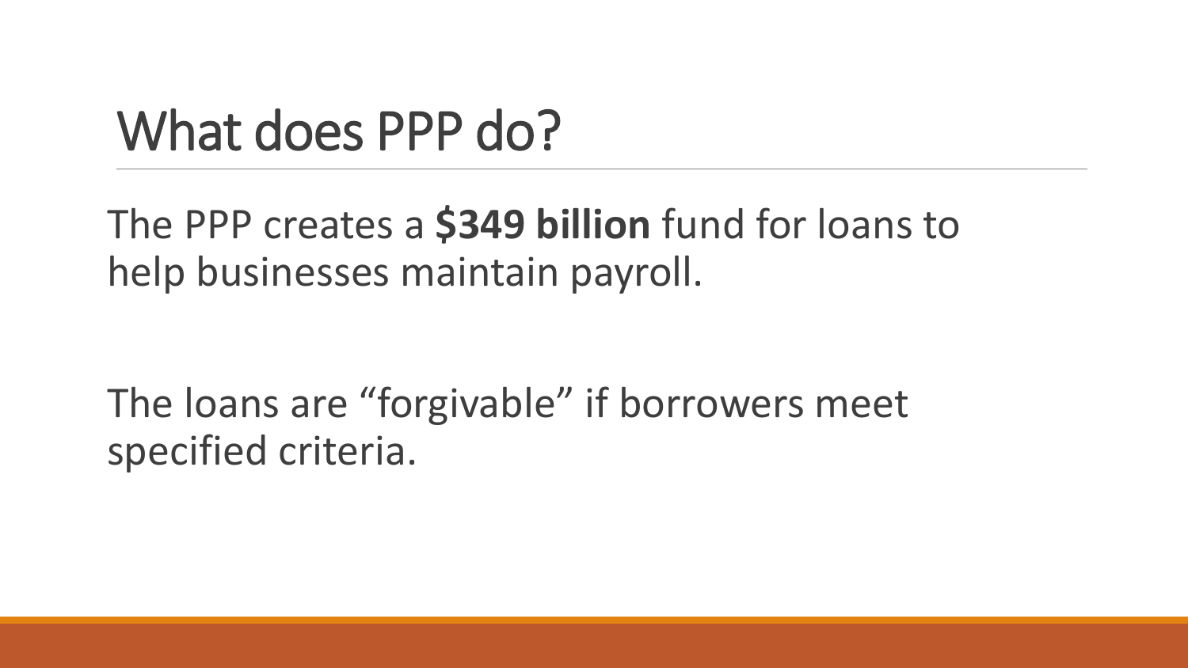# What does PPP do?

The PPP creates a **$349 billion** fund for loans to help businesses maintain payroll.

The loans are “forgivable” if borrowers meet specified criteria.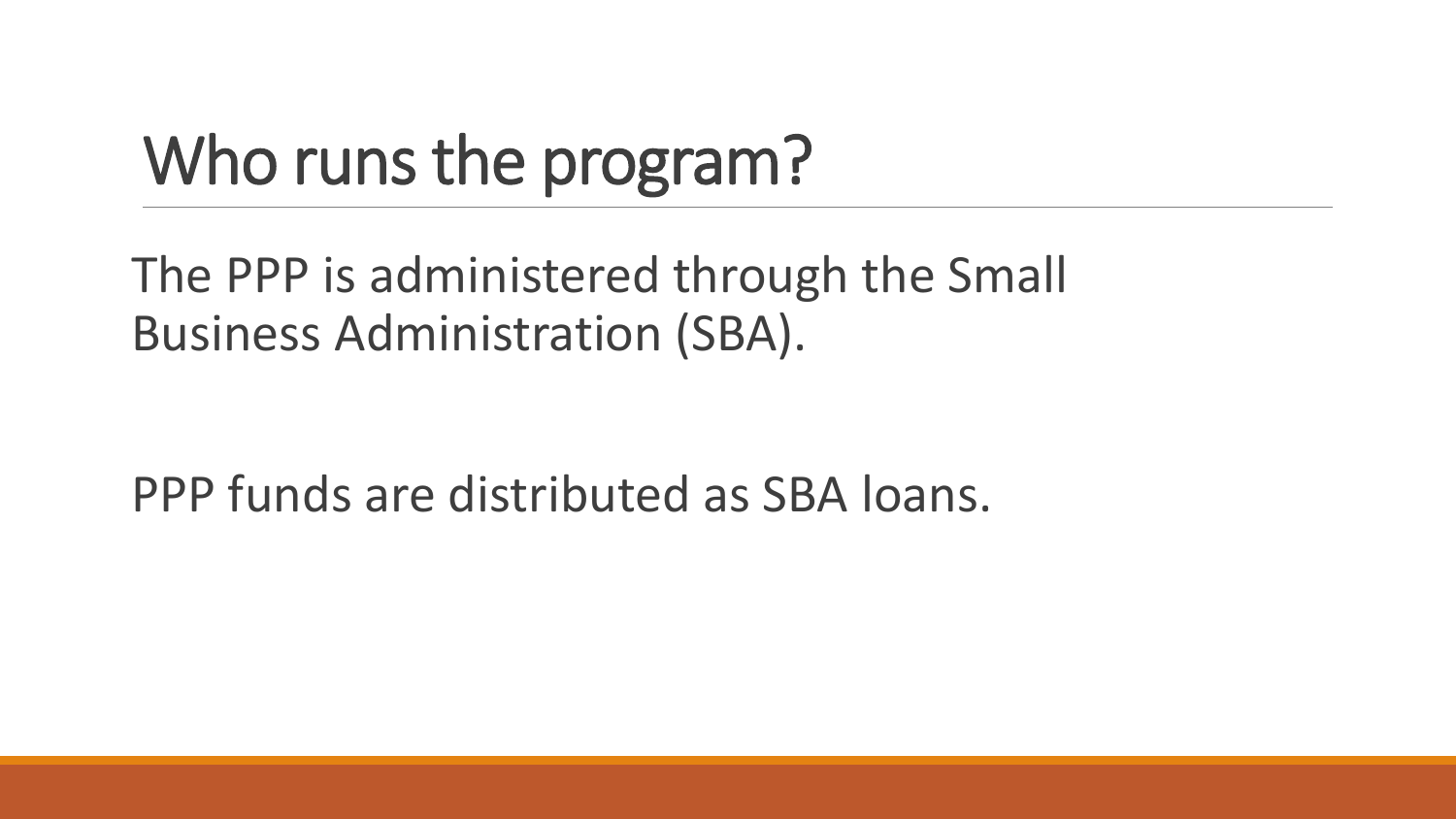# Who runs the program?

The PPP is administered through the Small Business Administration (SBA).

PPP funds are distributed as SBA loans.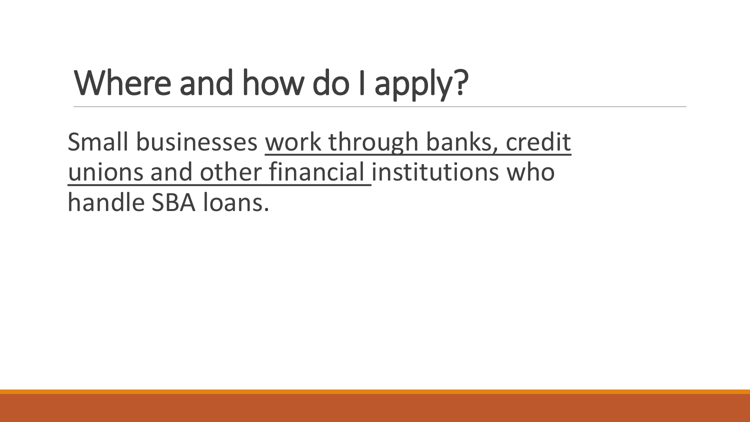# Where and how do I apply?

Small businesses <u>work through banks, credit unions and other financial</u> institutions who handle SBA loans.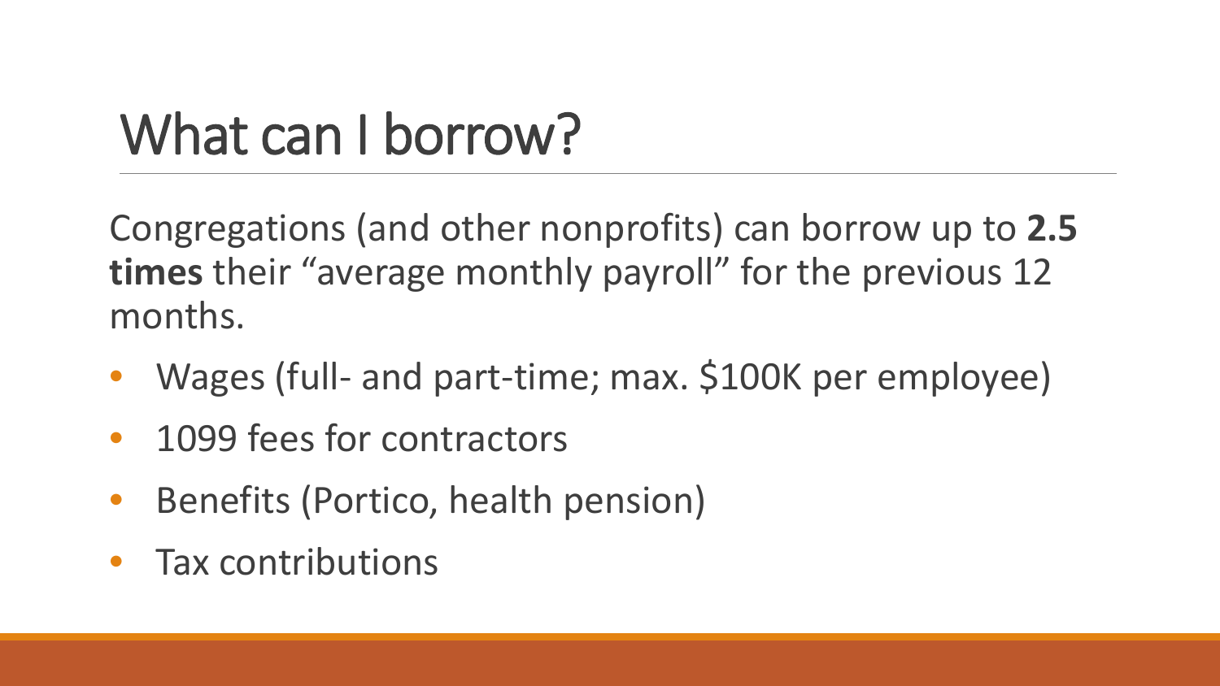# What can I borrow?

Congregations (and other nonprofits) can borrow up to **2.5 times** their “average monthly payroll” for the previous 12 months.

- Wages (full- and part-time; max. $100K per employee)
- 1099 fees for contractors
- Benefits (Portico, health pension)
- Tax contributions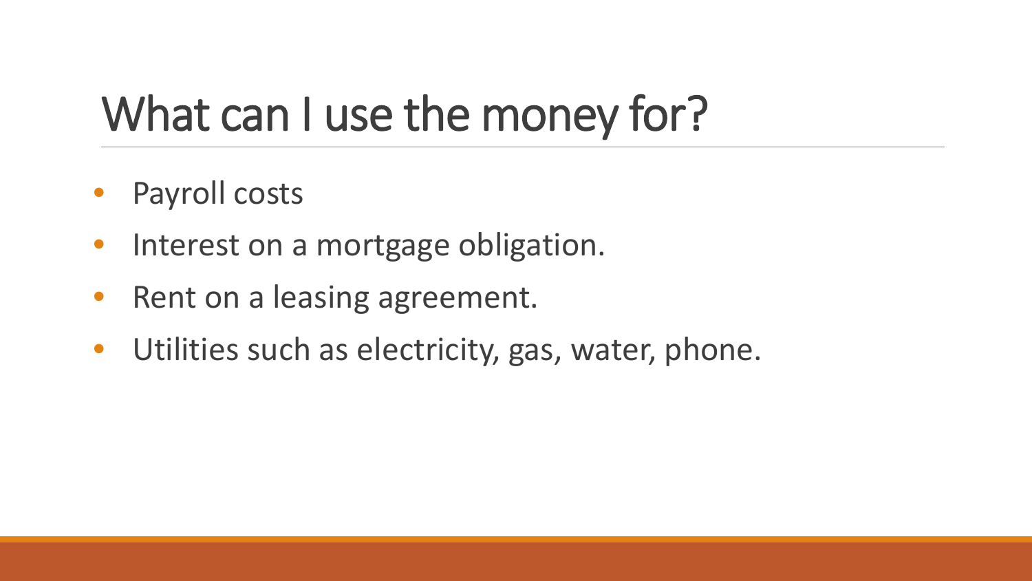# What can I use the money for?

- Payroll costs
- Interest on a mortgage obligation.
- Rent on a leasing agreement.
- Utilities such as electricity, gas, water, phone.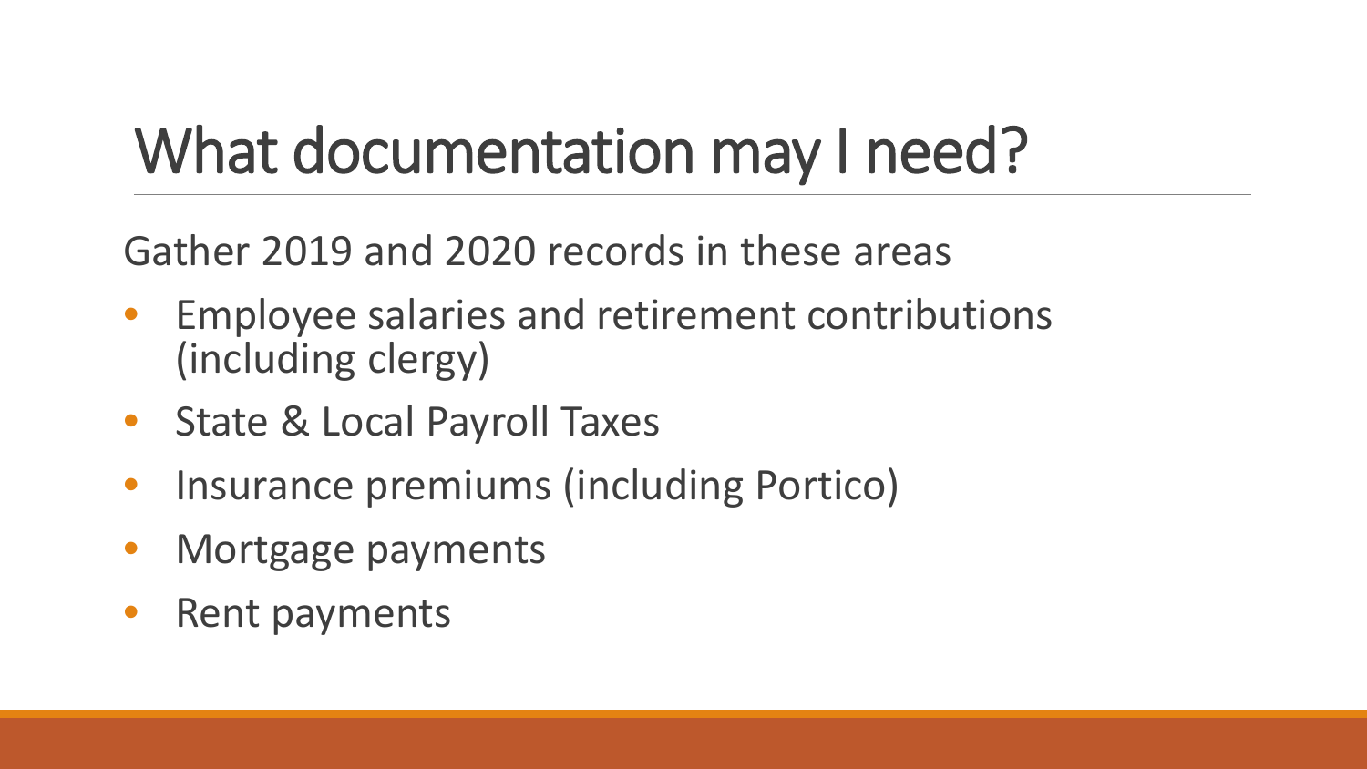# What documentation may I need?

Gather 2019 and 2020 records in these areas

- Employee salaries and retirement contributions (including clergy)
- State & Local Payroll Taxes
- Insurance premiums (including Portico)
- Mortgage payments
- Rent payments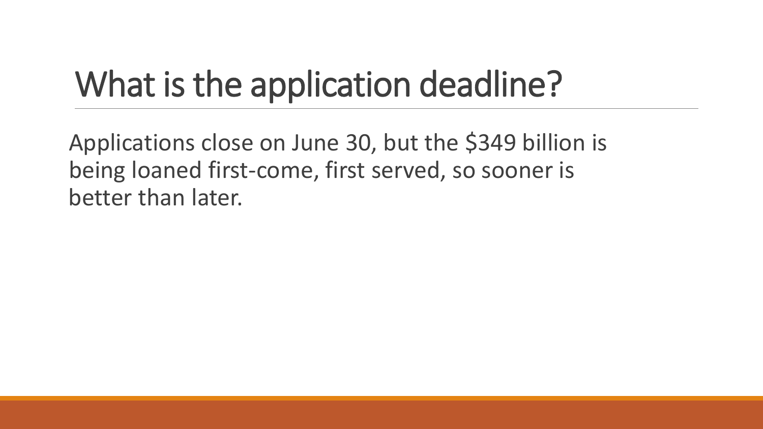# What is the application deadline?

Applications close on June 30, but the $349 billion is being loaned first-come, first served, so sooner is better than later.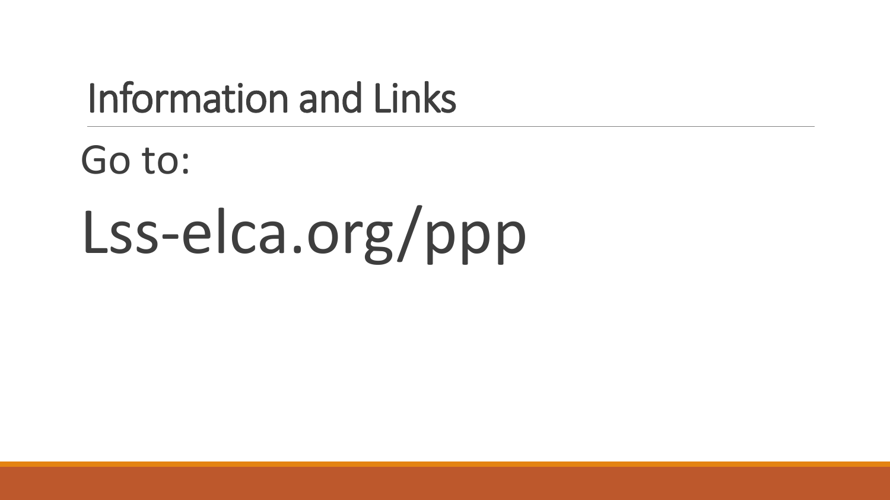# Information and Links

Go to:

Lss-elca.org/ppp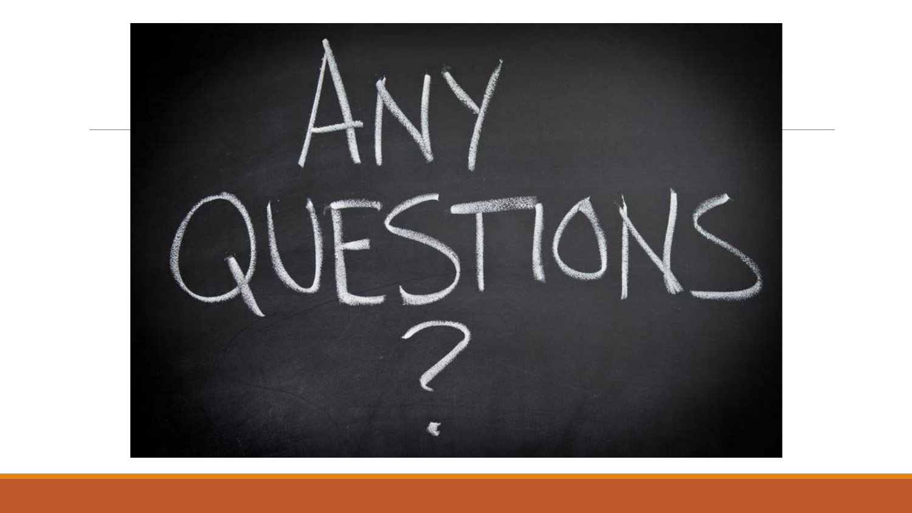ANY QUESTIONS?